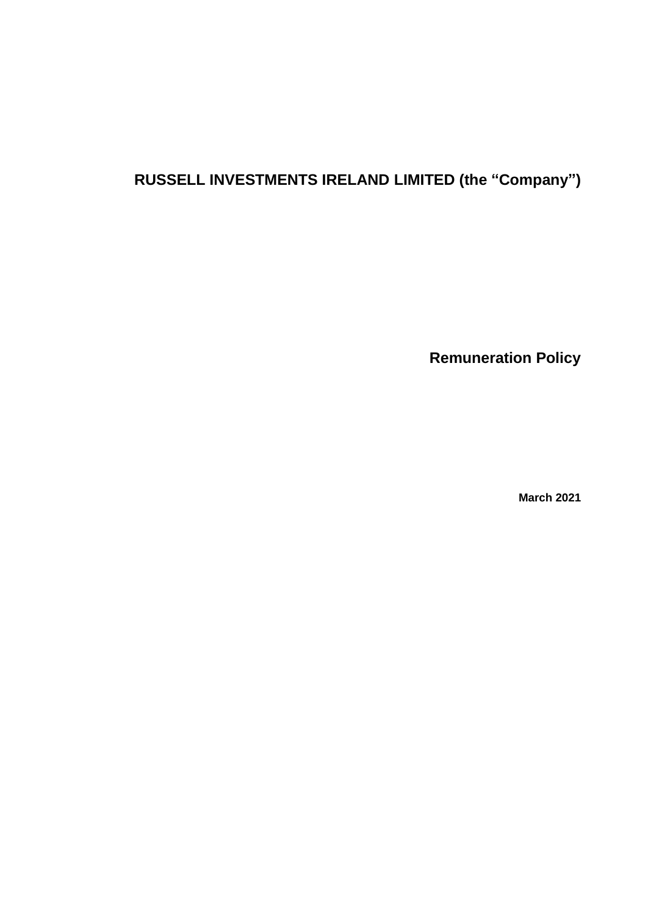# RUSSELL INVESTMENTS IRELAND LIMITED (the "Company")

## Remuneration Policy

**March 2021**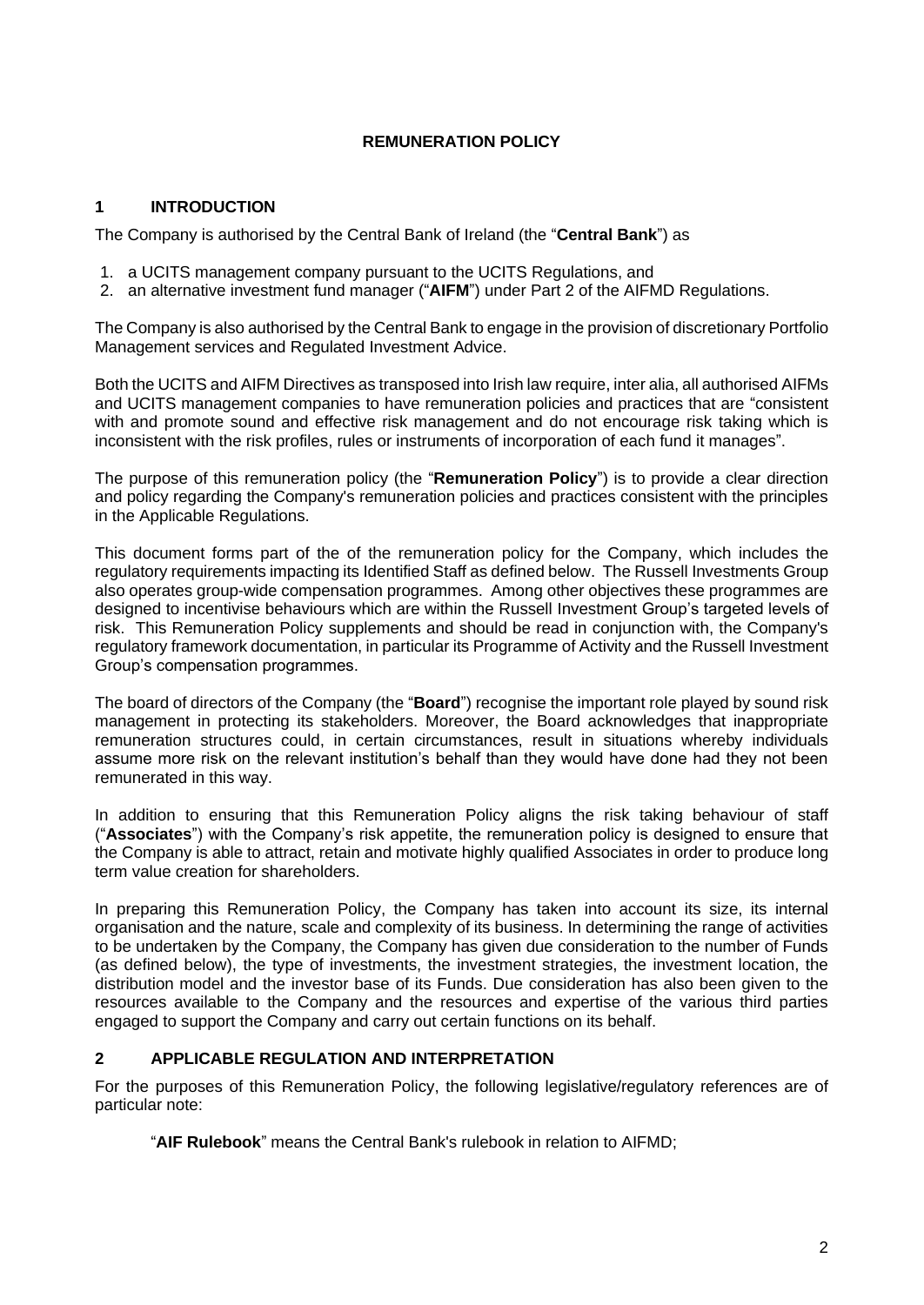# REMUNERATION POLICY

## 1 INTRODUCTION

The Company is authorised by the Central Bank of Ireland (the "**Central Bank**") as

1. a UCITS management company pursuant to the UCITS Regulations, and
2. an alternative investment fund manager ("**AIFM**") under Part 2 of the AIFMD Regulations.

The Company is also authorised by the Central Bank to engage in the provision of discretionary Portfolio Management services and Regulated Investment Advice.

Both the UCITS and AIFM Directives as transposed into Irish law require, inter alia, all authorised AIFMs and UCITS management companies to have remuneration policies and practices that are "consistent with and promote sound and effective risk management and do not encourage risk taking which is inconsistent with the risk profiles, rules or instruments of incorporation of each fund it manages".

The purpose of this remuneration policy (the "**Remuneration Policy**") is to provide a clear direction and policy regarding the Company's remuneration policies and practices consistent with the principles in the Applicable Regulations.

This document forms part of the of the remuneration policy for the Company, which includes the regulatory requirements impacting its Identified Staff as defined below. The Russell Investments Group also operates group-wide compensation programmes. Among other objectives these programmes are designed to incentivise behaviours which are within the Russell Investment Group's targeted levels of risk. This Remuneration Policy supplements and should be read in conjunction with, the Company's regulatory framework documentation, in particular its Programme of Activity and the Russell Investment Group's compensation programmes.

The board of directors of the Company (the "**Board**") recognise the important role played by sound risk management in protecting its stakeholders. Moreover, the Board acknowledges that inappropriate remuneration structures could, in certain circumstances, result in situations whereby individuals assume more risk on the relevant institution's behalf than they would have done had they not been remunerated in this way.

In addition to ensuring that this Remuneration Policy aligns the risk taking behaviour of staff ("**Associates**") with the Company's risk appetite, the remuneration policy is designed to ensure that the Company is able to attract, retain and motivate highly qualified Associates in order to produce long term value creation for shareholders.

In preparing this Remuneration Policy, the Company has taken into account its size, its internal organisation and the nature, scale and complexity of its business. In determining the range of activities to be undertaken by the Company, the Company has given due consideration to the number of Funds (as defined below), the type of investments, the investment strategies, the investment location, the distribution model and the investor base of its Funds. Due consideration has also been given to the resources available to the Company and the resources and expertise of the various third parties engaged to support the Company and carry out certain functions on its behalf.

## 2 APPLICABLE REGULATION AND INTERPRETATION

For the purposes of this Remuneration Policy, the following legislative/regulatory references are of particular note:

"**AIF Rulebook**" means the Central Bank's rulebook in relation to AIFMD;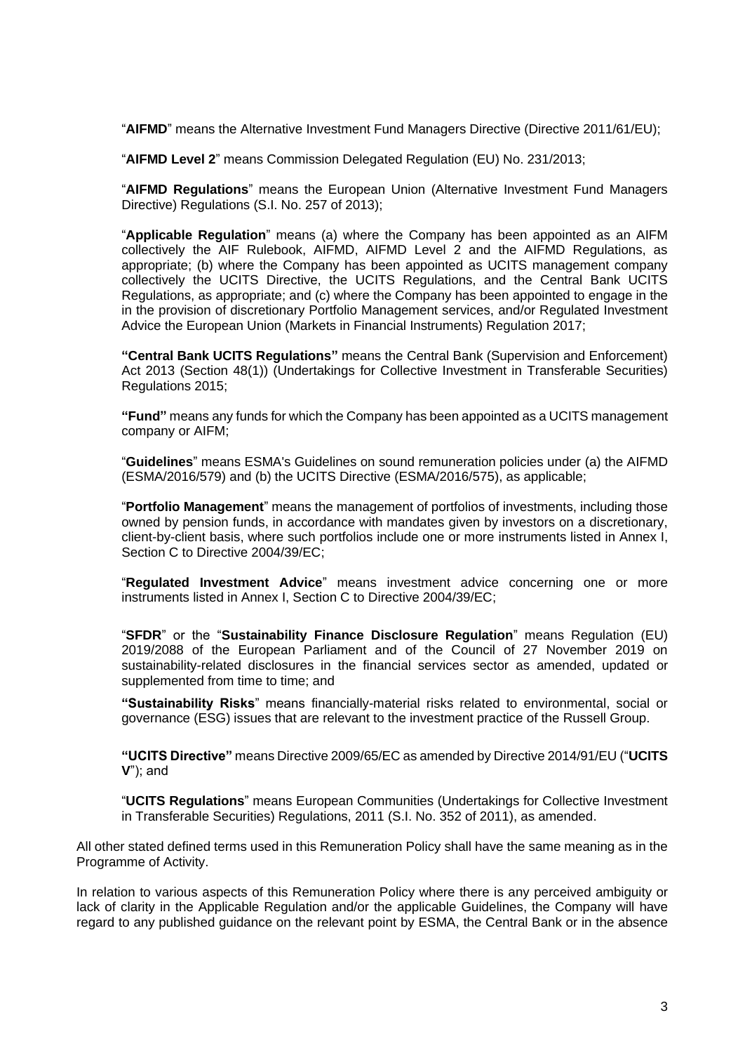"**AIFMD**" means the Alternative Investment Fund Managers Directive (Directive 2011/61/EU);

"**AIFMD Level 2**" means Commission Delegated Regulation (EU) No. 231/2013;

"**AIFMD Regulations**" means the European Union (Alternative Investment Fund Managers Directive) Regulations (S.I. No. 257 of 2013);

"**Applicable Regulation**" means (a) where the Company has been appointed as an AIFM collectively the AIF Rulebook, AIFMD, AIFMD Level 2 and the AIFMD Regulations, as appropriate; (b) where the Company has been appointed as UCITS management company collectively the UCITS Directive, the UCITS Regulations, and the Central Bank UCITS Regulations, as appropriate; and (c) where the Company has been appointed to engage in the in the provision of discretionary Portfolio Management services, and/or Regulated Investment Advice the European Union (Markets in Financial Instruments) Regulation 2017;

**"Central Bank UCITS Regulations"** means the Central Bank (Supervision and Enforcement) Act 2013 (Section 48(1)) (Undertakings for Collective Investment in Transferable Securities) Regulations 2015;

**"Fund"** means any funds for which the Company has been appointed as a UCITS management company or AIFM;

"**Guidelines**" means ESMA's Guidelines on sound remuneration policies under (a) the AIFMD (ESMA/2016/579) and (b) the UCITS Directive (ESMA/2016/575), as applicable;

"**Portfolio Management**" means the management of portfolios of investments, including those owned by pension funds, in accordance with mandates given by investors on a discretionary, client-by-client basis, where such portfolios include one or more instruments listed in Annex I, Section C to Directive 2004/39/EC;

"**Regulated Investment Advice**" means investment advice concerning one or more instruments listed in Annex I, Section C to Directive 2004/39/EC;

"**SFDR**" or the "**Sustainability Finance Disclosure Regulation**" means Regulation (EU) 2019/2088 of the European Parliament and of the Council of 27 November 2019 on sustainability-related disclosures in the financial services sector as amended, updated or supplemented from time to time; and

**"Sustainability Risks**" means financially-material risks related to environmental, social or governance (ESG) issues that are relevant to the investment practice of the Russell Group.

**"UCITS Directive"** means Directive 2009/65/EC as amended by Directive 2014/91/EU ("**UCITS V**"); and

"**UCITS Regulations**" means European Communities (Undertakings for Collective Investment in Transferable Securities) Regulations, 2011 (S.I. No. 352 of 2011), as amended.

All other stated defined terms used in this Remuneration Policy shall have the same meaning as in the Programme of Activity.

In relation to various aspects of this Remuneration Policy where there is any perceived ambiguity or lack of clarity in the Applicable Regulation and/or the applicable Guidelines, the Company will have regard to any published guidance on the relevant point by ESMA, the Central Bank or in the absence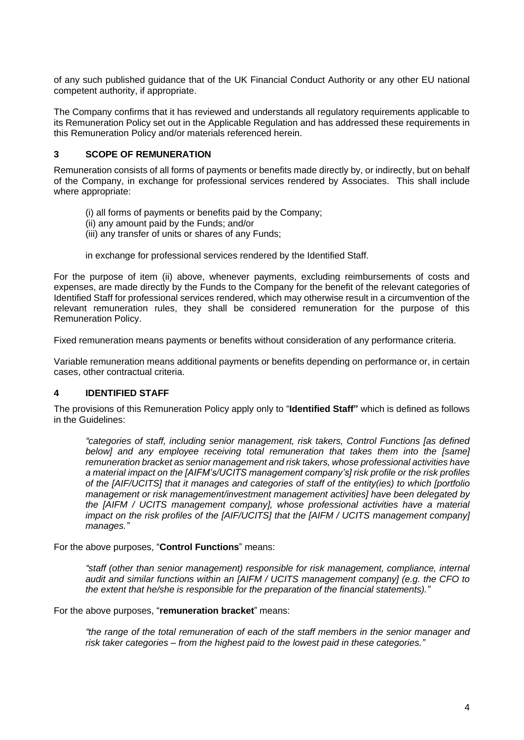of any such published guidance that of the UK Financial Conduct Authority or any other EU national competent authority, if appropriate.

The Company confirms that it has reviewed and understands all regulatory requirements applicable to its Remuneration Policy set out in the Applicable Regulation and has addressed these requirements in this Remuneration Policy and/or materials referenced herein.

## 3 SCOPE OF REMUNERATION

Remuneration consists of all forms of payments or benefits made directly by, or indirectly, but on behalf of the Company, in exchange for professional services rendered by Associates. This shall include where appropriate:

(i) all forms of payments or benefits paid by the Company;
(ii) any amount paid by the Funds; and/or
(iii) any transfer of units or shares of any Funds;

in exchange for professional services rendered by the Identified Staff.

For the purpose of item (ii) above, whenever payments, excluding reimbursements of costs and expenses, are made directly by the Funds to the Company for the benefit of the relevant categories of Identified Staff for professional services rendered, which may otherwise result in a circumvention of the relevant remuneration rules, they shall be considered remuneration for the purpose of this Remuneration Policy.

Fixed remuneration means payments or benefits without consideration of any performance criteria.

Variable remuneration means additional payments or benefits depending on performance or, in certain cases, other contractual criteria.

## 4 IDENTIFIED STAFF

The provisions of this Remuneration Policy apply only to "**Identified Staff"** which is defined as follows in the Guidelines:

> *"categories of staff, including senior management, risk takers, Control Functions [as defined below] and any employee receiving total remuneration that takes them into the [same] remuneration bracket as senior management and risk takers, whose professional activities have a material impact on the [AIFM's/UCITS management company's] risk profile or the risk profiles of the [AIF/UCITS] that it manages and categories of staff of the entity(ies) to which [portfolio management or risk management/investment management activities] have been delegated by the [AIFM / UCITS management company], whose professional activities have a material impact on the risk profiles of the [AIF/UCITS] that the [AIFM / UCITS management company] manages."*

For the above purposes, "**Control Functions**" means:

> *"staff (other than senior management) responsible for risk management, compliance, internal audit and similar functions within an [AIFM / UCITS management company] (e.g. the CFO to the extent that he/she is responsible for the preparation of the financial statements)."*

For the above purposes, "**remuneration bracket**" means:

> *"the range of the total remuneration of each of the staff members in the senior manager and risk taker categories – from the highest paid to the lowest paid in these categories."*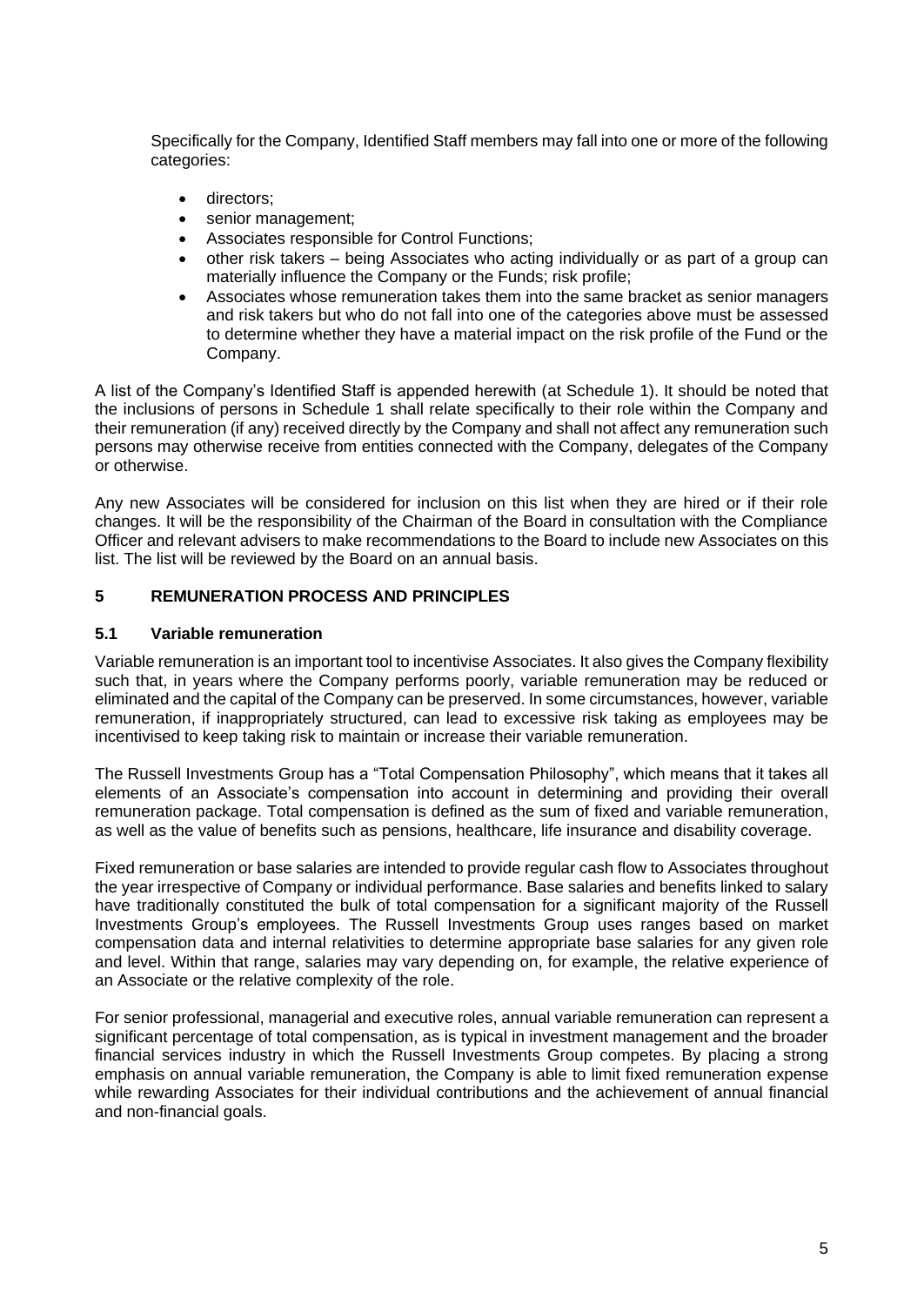Specifically for the Company, Identified Staff members may fall into one or more of the following categories:

- directors;
- senior management;
- Associates responsible for Control Functions;
- other risk takers – being Associates who acting individually or as part of a group can materially influence the Company or the Funds; risk profile;
- Associates whose remuneration takes them into the same bracket as senior managers and risk takers but who do not fall into one of the categories above must be assessed to determine whether they have a material impact on the risk profile of the Fund or the Company.

A list of the Company's Identified Staff is appended herewith (at Schedule 1). It should be noted that the inclusions of persons in Schedule 1 shall relate specifically to their role within the Company and their remuneration (if any) received directly by the Company and shall not affect any remuneration such persons may otherwise receive from entities connected with the Company, delegates of the Company or otherwise.

Any new Associates will be considered for inclusion on this list when they are hired or if their role changes. It will be the responsibility of the Chairman of the Board in consultation with the Compliance Officer and relevant advisers to make recommendations to the Board to include new Associates on this list. The list will be reviewed by the Board on an annual basis.

## 5 REMUNERATION PROCESS AND PRINCIPLES

### 5.1 Variable remuneration

Variable remuneration is an important tool to incentivise Associates. It also gives the Company flexibility such that, in years where the Company performs poorly, variable remuneration may be reduced or eliminated and the capital of the Company can be preserved. In some circumstances, however, variable remuneration, if inappropriately structured, can lead to excessive risk taking as employees may be incentivised to keep taking risk to maintain or increase their variable remuneration.

The Russell Investments Group has a "Total Compensation Philosophy", which means that it takes all elements of an Associate's compensation into account in determining and providing their overall remuneration package. Total compensation is defined as the sum of fixed and variable remuneration, as well as the value of benefits such as pensions, healthcare, life insurance and disability coverage.

Fixed remuneration or base salaries are intended to provide regular cash flow to Associates throughout the year irrespective of Company or individual performance. Base salaries and benefits linked to salary have traditionally constituted the bulk of total compensation for a significant majority of the Russell Investments Group's employees. The Russell Investments Group uses ranges based on market compensation data and internal relativities to determine appropriate base salaries for any given role and level. Within that range, salaries may vary depending on, for example, the relative experience of an Associate or the relative complexity of the role.

For senior professional, managerial and executive roles, annual variable remuneration can represent a significant percentage of total compensation, as is typical in investment management and the broader financial services industry in which the Russell Investments Group competes. By placing a strong emphasis on annual variable remuneration, the Company is able to limit fixed remuneration expense while rewarding Associates for their individual contributions and the achievement of annual financial and non-financial goals.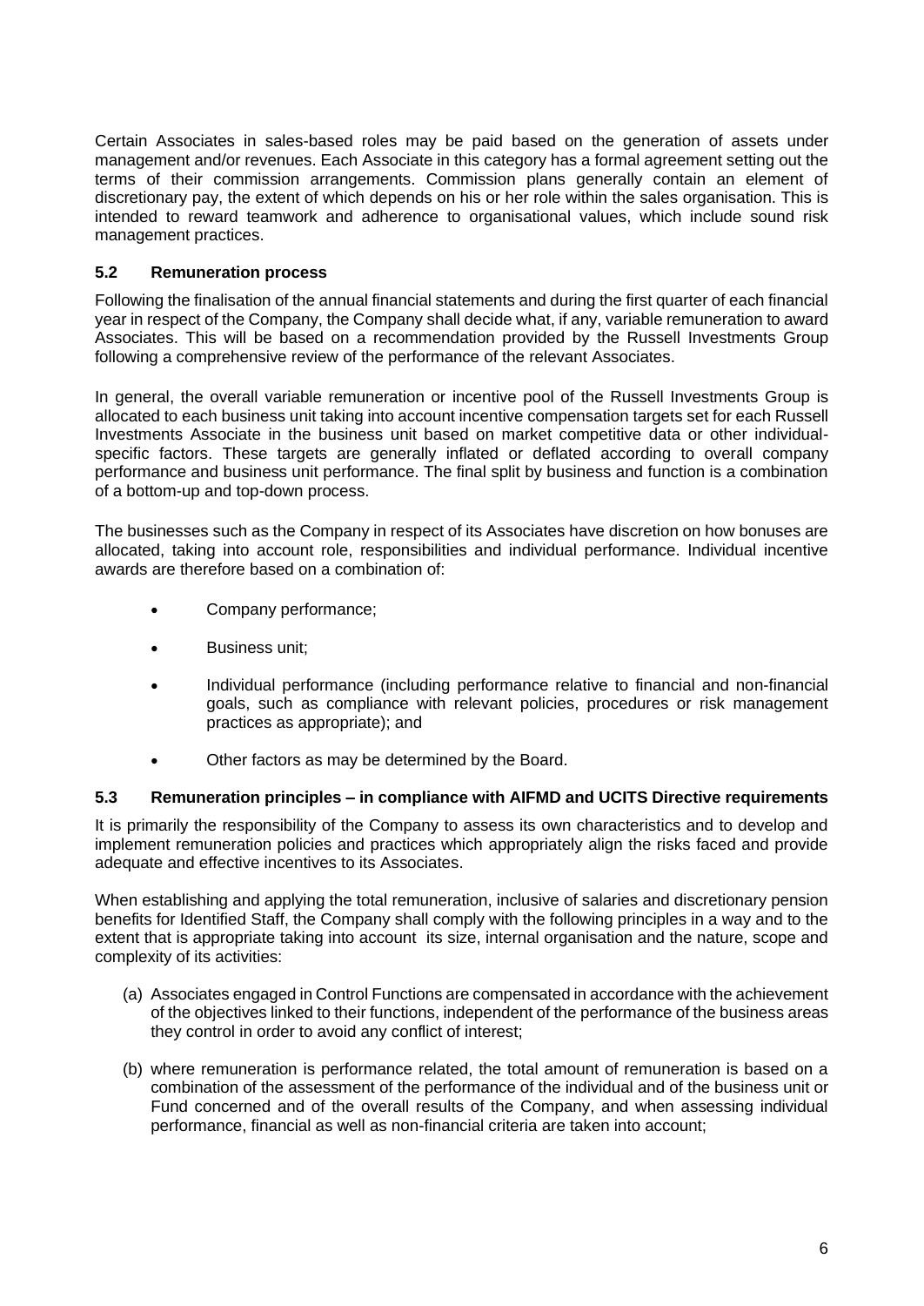Certain Associates in sales-based roles may be paid based on the generation of assets under management and/or revenues. Each Associate in this category has a formal agreement setting out the terms of their commission arrangements. Commission plans generally contain an element of discretionary pay, the extent of which depends on his or her role within the sales organisation. This is intended to reward teamwork and adherence to organisational values, which include sound risk management practices.

### 5.2 Remuneration process

Following the finalisation of the annual financial statements and during the first quarter of each financial year in respect of the Company, the Company shall decide what, if any, variable remuneration to award Associates. This will be based on a recommendation provided by the Russell Investments Group following a comprehensive review of the performance of the relevant Associates.

In general, the overall variable remuneration or incentive pool of the Russell Investments Group is allocated to each business unit taking into account incentive compensation targets set for each Russell Investments Associate in the business unit based on market competitive data or other individual-specific factors. These targets are generally inflated or deflated according to overall company performance and business unit performance. The final split by business and function is a combination of a bottom-up and top-down process.

The businesses such as the Company in respect of its Associates have discretion on how bonuses are allocated, taking into account role, responsibilities and individual performance. Individual incentive awards are therefore based on a combination of:

- Company performance;
- Business unit;
- Individual performance (including performance relative to financial and non-financial goals, such as compliance with relevant policies, procedures or risk management practices as appropriate); and
- Other factors as may be determined by the Board.

### 5.3 Remuneration principles – in compliance with AIFMD and UCITS Directive requirements

It is primarily the responsibility of the Company to assess its own characteristics and to develop and implement remuneration policies and practices which appropriately align the risks faced and provide adequate and effective incentives to its Associates.

When establishing and applying the total remuneration, inclusive of salaries and discretionary pension benefits for Identified Staff, the Company shall comply with the following principles in a way and to the extent that is appropriate taking into account its size, internal organisation and the nature, scope and complexity of its activities:

(a) Associates engaged in Control Functions are compensated in accordance with the achievement of the objectives linked to their functions, independent of the performance of the business areas they control in order to avoid any conflict of interest;

(b) where remuneration is performance related, the total amount of remuneration is based on a combination of the assessment of the performance of the individual and of the business unit or Fund concerned and of the overall results of the Company, and when assessing individual performance, financial as well as non-financial criteria are taken into account;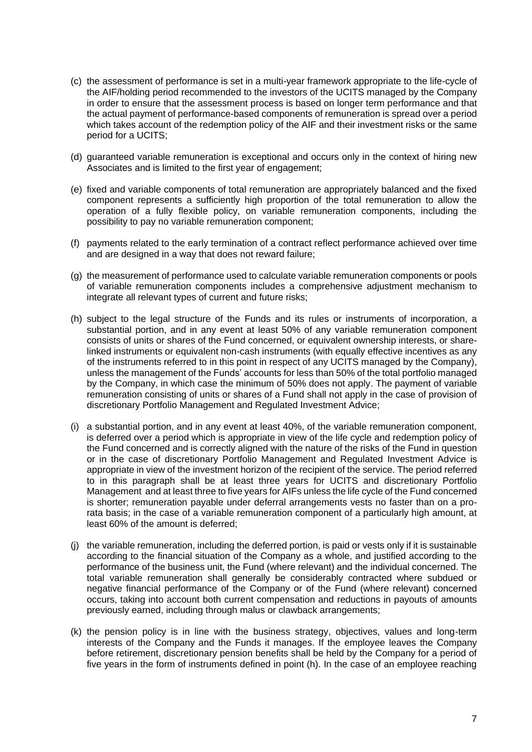(c) the assessment of performance is set in a multi-year framework appropriate to the life-cycle of the AIF/holding period recommended to the investors of the UCITS managed by the Company in order to ensure that the assessment process is based on longer term performance and that the actual payment of performance-based components of remuneration is spread over a period which takes account of the redemption policy of the AIF and their investment risks or the same period for a UCITS;

(d) guaranteed variable remuneration is exceptional and occurs only in the context of hiring new Associates and is limited to the first year of engagement;

(e) fixed and variable components of total remuneration are appropriately balanced and the fixed component represents a sufficiently high proportion of the total remuneration to allow the operation of a fully flexible policy, on variable remuneration components, including the possibility to pay no variable remuneration component;

(f) payments related to the early termination of a contract reflect performance achieved over time and are designed in a way that does not reward failure;

(g) the measurement of performance used to calculate variable remuneration components or pools of variable remuneration components includes a comprehensive adjustment mechanism to integrate all relevant types of current and future risks;

(h) subject to the legal structure of the Funds and its rules or instruments of incorporation, a substantial portion, and in any event at least 50% of any variable remuneration component consists of units or shares of the Fund concerned, or equivalent ownership interests, or share-linked instruments or equivalent non-cash instruments (with equally effective incentives as any of the instruments referred to in this point in respect of any UCITS managed by the Company), unless the management of the Funds' accounts for less than 50% of the total portfolio managed by the Company, in which case the minimum of 50% does not apply. The payment of variable remuneration consisting of units or shares of a Fund shall not apply in the case of provision of discretionary Portfolio Management and Regulated Investment Advice;

(i) a substantial portion, and in any event at least 40%, of the variable remuneration component, is deferred over a period which is appropriate in view of the life cycle and redemption policy of the Fund concerned and is correctly aligned with the nature of the risks of the Fund in question or in the case of discretionary Portfolio Management and Regulated Investment Advice is appropriate in view of the investment horizon of the recipient of the service. The period referred to in this paragraph shall be at least three years for UCITS and discretionary Portfolio Management and at least three to five years for AIFs unless the life cycle of the Fund concerned is shorter; remuneration payable under deferral arrangements vests no faster than on a pro-rata basis; in the case of a variable remuneration component of a particularly high amount, at least 60% of the amount is deferred;

(j) the variable remuneration, including the deferred portion, is paid or vests only if it is sustainable according to the financial situation of the Company as a whole, and justified according to the performance of the business unit, the Fund (where relevant) and the individual concerned. The total variable remuneration shall generally be considerably contracted where subdued or negative financial performance of the Company or of the Fund (where relevant) concerned occurs, taking into account both current compensation and reductions in payouts of amounts previously earned, including through malus or clawback arrangements;

(k) the pension policy is in line with the business strategy, objectives, values and long-term interests of the Company and the Funds it manages. If the employee leaves the Company before retirement, discretionary pension benefits shall be held by the Company for a period of five years in the form of instruments defined in point (h). In the case of an employee reaching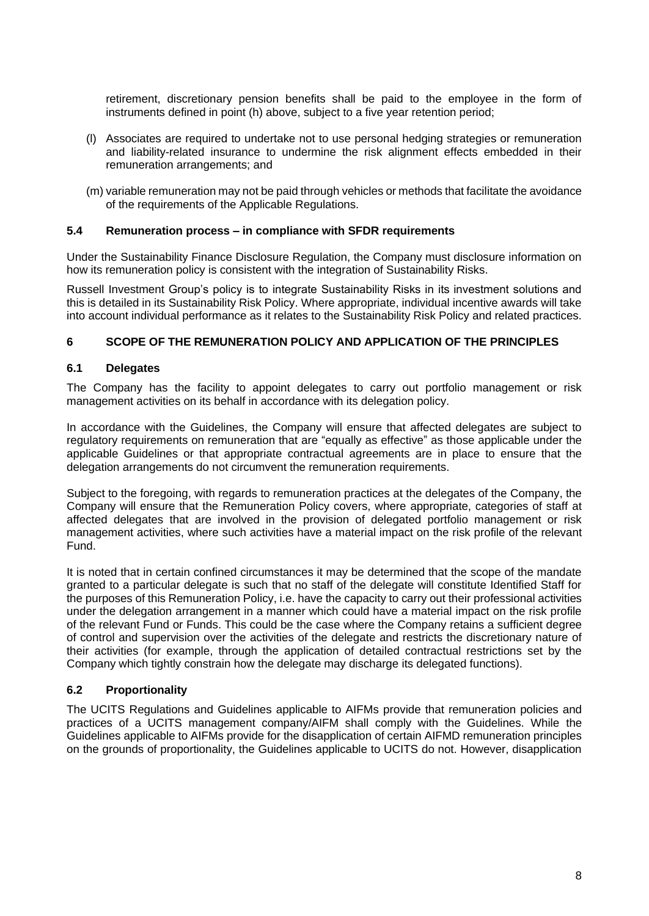retirement, discretionary pension benefits shall be paid to the employee in the form of instruments defined in point (h) above, subject to a five year retention period;

(l) Associates are required to undertake not to use personal hedging strategies or remuneration and liability-related insurance to undermine the risk alignment effects embedded in their remuneration arrangements; and

(m) variable remuneration may not be paid through vehicles or methods that facilitate the avoidance of the requirements of the Applicable Regulations.

### 5.4 Remuneration process – in compliance with SFDR requirements

Under the Sustainability Finance Disclosure Regulation, the Company must disclosure information on how its remuneration policy is consistent with the integration of Sustainability Risks.

Russell Investment Group's policy is to integrate Sustainability Risks in its investment solutions and this is detailed in its Sustainability Risk Policy. Where appropriate, individual incentive awards will take into account individual performance as it relates to the Sustainability Risk Policy and related practices.

## 6 SCOPE OF THE REMUNERATION POLICY AND APPLICATION OF THE PRINCIPLES

### 6.1 Delegates

The Company has the facility to appoint delegates to carry out portfolio management or risk management activities on its behalf in accordance with its delegation policy.

In accordance with the Guidelines, the Company will ensure that affected delegates are subject to regulatory requirements on remuneration that are "equally as effective" as those applicable under the applicable Guidelines or that appropriate contractual agreements are in place to ensure that the delegation arrangements do not circumvent the remuneration requirements.

Subject to the foregoing, with regards to remuneration practices at the delegates of the Company, the Company will ensure that the Remuneration Policy covers, where appropriate, categories of staff at affected delegates that are involved in the provision of delegated portfolio management or risk management activities, where such activities have a material impact on the risk profile of the relevant Fund.

It is noted that in certain confined circumstances it may be determined that the scope of the mandate granted to a particular delegate is such that no staff of the delegate will constitute Identified Staff for the purposes of this Remuneration Policy, i.e. have the capacity to carry out their professional activities under the delegation arrangement in a manner which could have a material impact on the risk profile of the relevant Fund or Funds. This could be the case where the Company retains a sufficient degree of control and supervision over the activities of the delegate and restricts the discretionary nature of their activities (for example, through the application of detailed contractual restrictions set by the Company which tightly constrain how the delegate may discharge its delegated functions).

### 6.2 Proportionality

The UCITS Regulations and Guidelines applicable to AIFMs provide that remuneration policies and practices of a UCITS management company/AIFM shall comply with the Guidelines. While the Guidelines applicable to AIFMs provide for the disapplication of certain AIFMD remuneration principles on the grounds of proportionality, the Guidelines applicable to UCITS do not. However, disapplication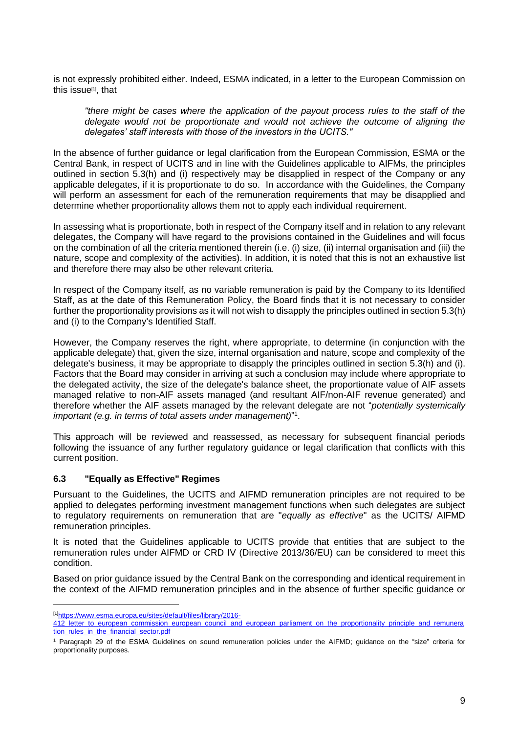is not expressly prohibited either. Indeed, ESMA indicated, in a letter to the European Commission on this issue[1], that

> *"there might be cases where the application of the payout process rules to the staff of the delegate would not be proportionate and would not achieve the outcome of aligning the delegates' staff interests with those of the investors in the UCITS."*

In the absence of further guidance or legal clarification from the European Commission, ESMA or the Central Bank, in respect of UCITS and in line with the Guidelines applicable to AIFMs, the principles outlined in section 5.3(h) and (i) respectively may be disapplied in respect of the Company or any applicable delegates, if it is proportionate to do so. In accordance with the Guidelines, the Company will perform an assessment for each of the remuneration requirements that may be disapplied and determine whether proportionality allows them not to apply each individual requirement.

In assessing what is proportionate, both in respect of the Company itself and in relation to any relevant delegates, the Company will have regard to the provisions contained in the Guidelines and will focus on the combination of all the criteria mentioned therein (i.e. (i) size, (ii) internal organisation and (iii) the nature, scope and complexity of the activities). In addition, it is noted that this is not an exhaustive list and therefore there may also be other relevant criteria.

In respect of the Company itself, as no variable remuneration is paid by the Company to its Identified Staff, as at the date of this Remuneration Policy, the Board finds that it is not necessary to consider further the proportionality provisions as it will not wish to disapply the principles outlined in section 5.3(h) and (i) to the Company's Identified Staff.

However, the Company reserves the right, where appropriate, to determine (in conjunction with the applicable delegate) that, given the size, internal organisation and nature, scope and complexity of the delegate's business, it may be appropriate to disapply the principles outlined in section 5.3(h) and (i). Factors that the Board may consider in arriving at such a conclusion may include where appropriate to the delegated activity, the size of the delegate's balance sheet, the proportionate value of AIF assets managed relative to non-AIF assets managed (and resultant AIF/non-AIF revenue generated) and therefore whether the AIF assets managed by the relevant delegate are not "*potentially systemically important (e.g. in terms of total assets under management)*"[1].

This approach will be reviewed and reassessed, as necessary for subsequent financial periods following the issuance of any further regulatory guidance or legal clarification that conflicts with this current position.

### 6.3 "Equally as Effective" Regimes

Pursuant to the Guidelines, the UCITS and AIFMD remuneration principles are not required to be applied to delegates performing investment management functions when such delegates are subject to regulatory requirements on remuneration that are "*equally as effective*" as the UCITS/ AIFMD remuneration principles.

It is noted that the Guidelines applicable to UCITS provide that entities that are subject to the remuneration rules under AIFMD or CRD IV (Directive 2013/36/EU) can be considered to meet this condition.

Based on prior guidance issued by the Central Bank on the corresponding and identical requirement in the context of the AIFMD remuneration principles and in the absence of further specific guidance or

---

[1] https://www.esma.europa.eu/sites/default/files/library/2016-412_letter_to_european_commission_european_council_and_european_parliament_on_the_proportionality_principle_and_remuneration_rules_in_the_financial_sector.pdf

[1] Paragraph 29 of the ESMA Guidelines on sound remuneration policies under the AIFMD; guidance on the "size" criteria for proportionality purposes.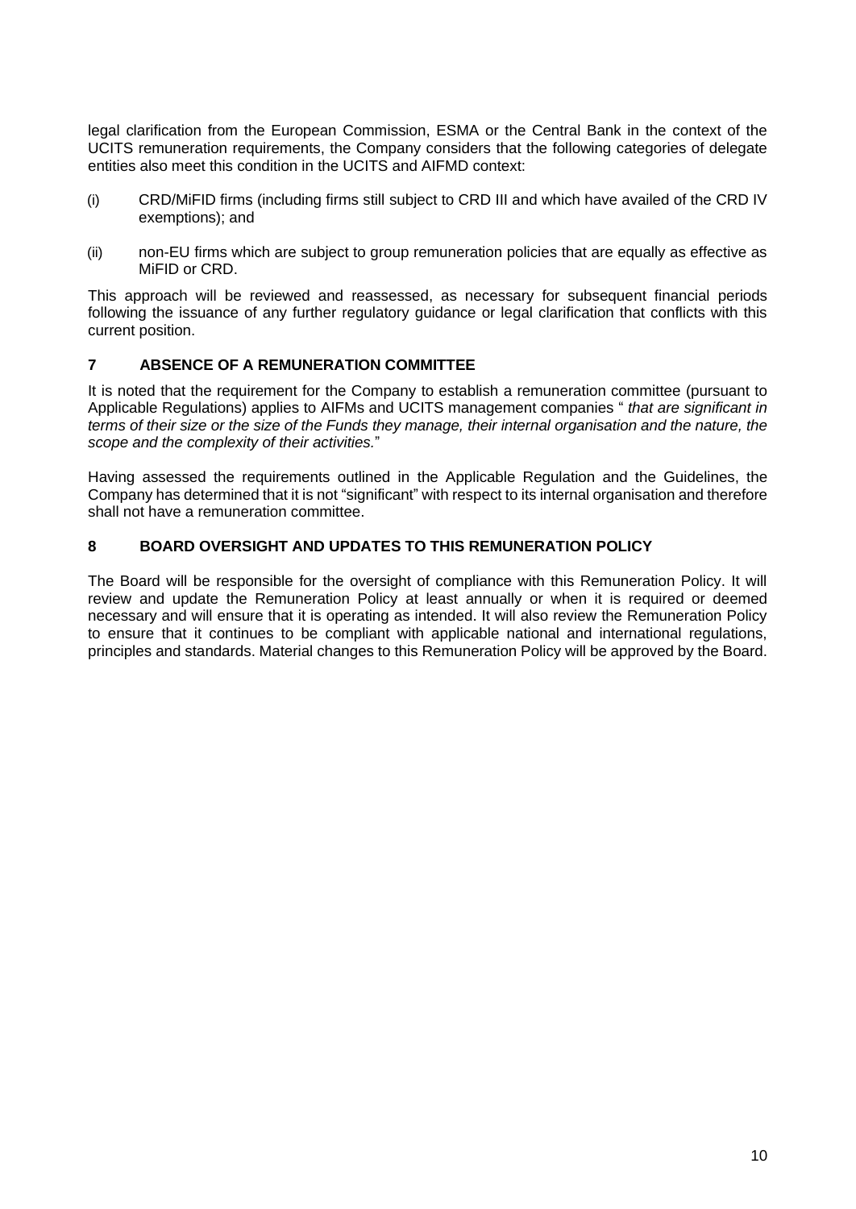legal clarification from the European Commission, ESMA or the Central Bank in the context of the UCITS remuneration requirements, the Company considers that the following categories of delegate entities also meet this condition in the UCITS and AIFMD context:

(i) CRD/MiFID firms (including firms still subject to CRD III and which have availed of the CRD IV exemptions); and

(ii) non-EU firms which are subject to group remuneration policies that are equally as effective as MiFID or CRD.

This approach will be reviewed and reassessed, as necessary for subsequent financial periods following the issuance of any further regulatory guidance or legal clarification that conflicts with this current position.

## 7 ABSENCE OF A REMUNERATION COMMITTEE

It is noted that the requirement for the Company to establish a remuneration committee (pursuant to Applicable Regulations) applies to AIFMs and UCITS management companies " *that are significant in terms of their size or the size of the Funds they manage, their internal organisation and the nature, the scope and the complexity of their activities.*"

Having assessed the requirements outlined in the Applicable Regulation and the Guidelines, the Company has determined that it is not "significant" with respect to its internal organisation and therefore shall not have a remuneration committee.

## 8 BOARD OVERSIGHT AND UPDATES TO THIS REMUNERATION POLICY

The Board will be responsible for the oversight of compliance with this Remuneration Policy. It will review and update the Remuneration Policy at least annually or when it is required or deemed necessary and will ensure that it is operating as intended. It will also review the Remuneration Policy to ensure that it continues to be compliant with applicable national and international regulations, principles and standards. Material changes to this Remuneration Policy will be approved by the Board.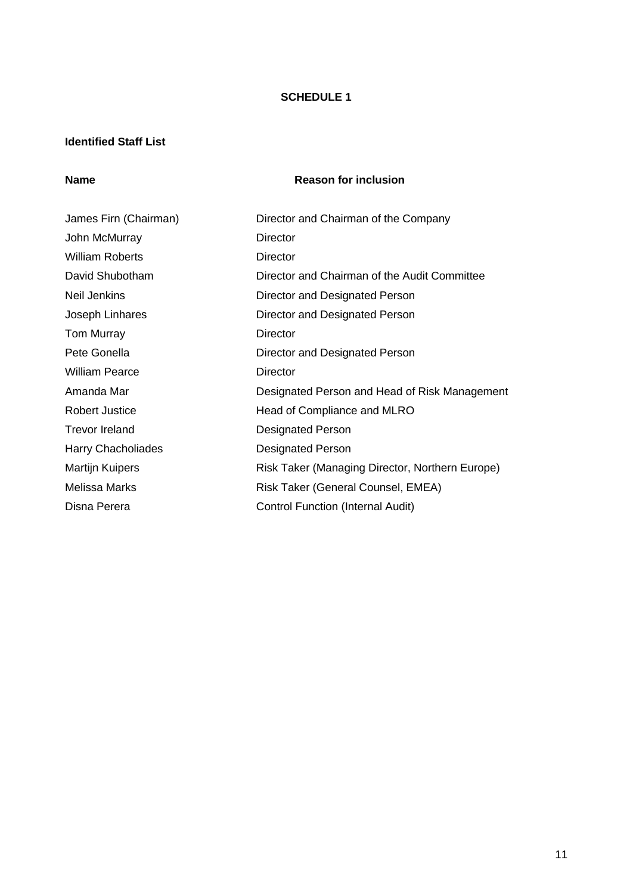**SCHEDULE 1**

**Identified Staff List**

| **Name** | **Reason for inclusion** |
|---|---|
| James Firn (Chairman) | Director and Chairman of the Company |
| John McMurray | Director |
| William Roberts | Director |
| David Shubotham | Director and Chairman of the Audit Committee |
| Neil Jenkins | Director and Designated Person |
| Joseph Linhares | Director and Designated Person |
| Tom Murray | Director |
| Pete Gonella | Director and Designated Person |
| William Pearce | Director |
| Amanda Mar | Designated Person and Head of Risk Management |
| Robert Justice | Head of Compliance and MLRO |
| Trevor Ireland | Designated Person |
| Harry Chacholiades | Designated Person |
| Martijn Kuipers | Risk Taker (Managing Director, Northern Europe) |
| Melissa Marks | Risk Taker (General Counsel, EMEA) |
| Disna Perera | Control Function (Internal Audit) |